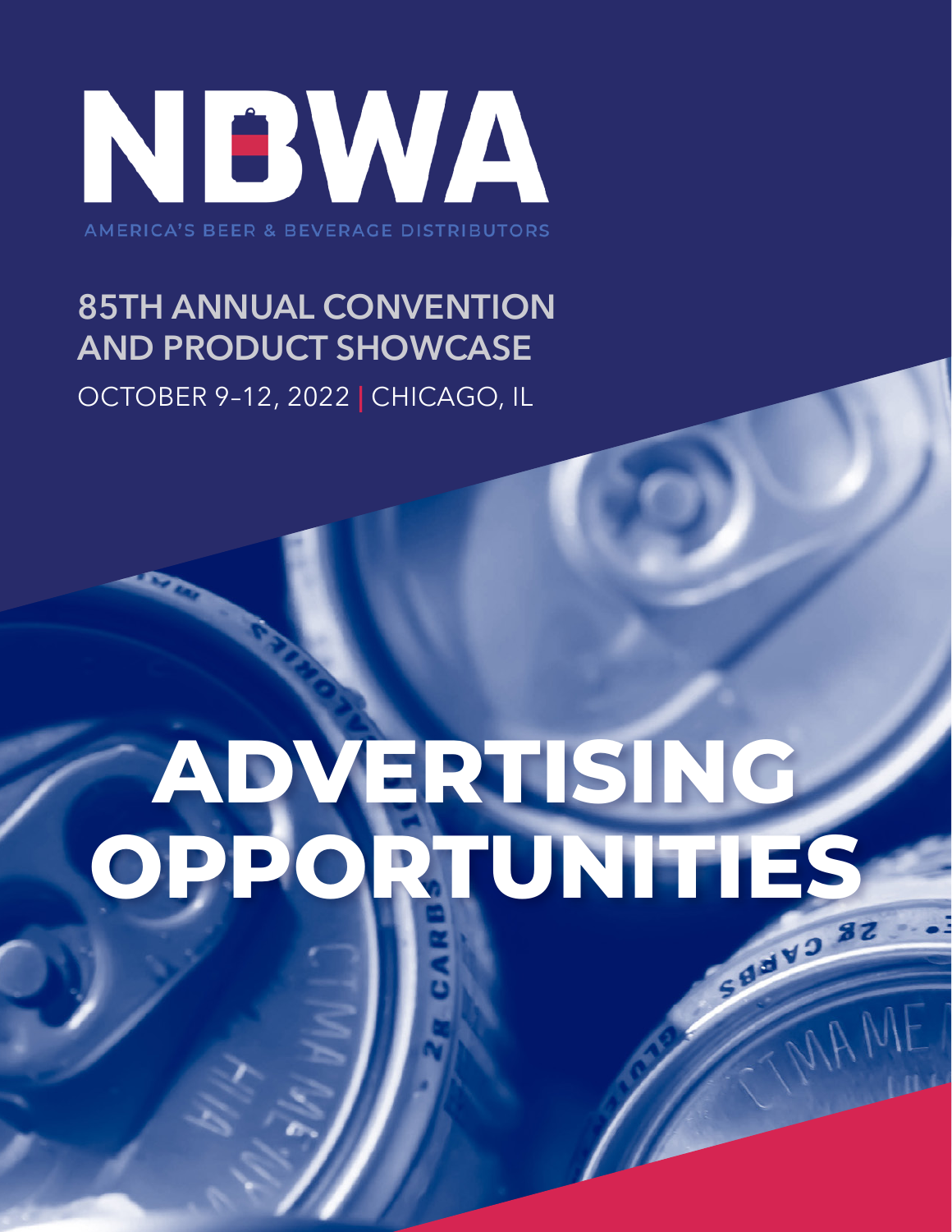# NBWA

AMERICA'S BEER & BEVERAGE DISTRIBUTORS

## 85TH ANNUAL CONVENTION AND PRODUCT SHOWCASE

OCTOBER 9–12, 2022 | CHICAGO, IL

# ADVERTISING OPPORTUNITIES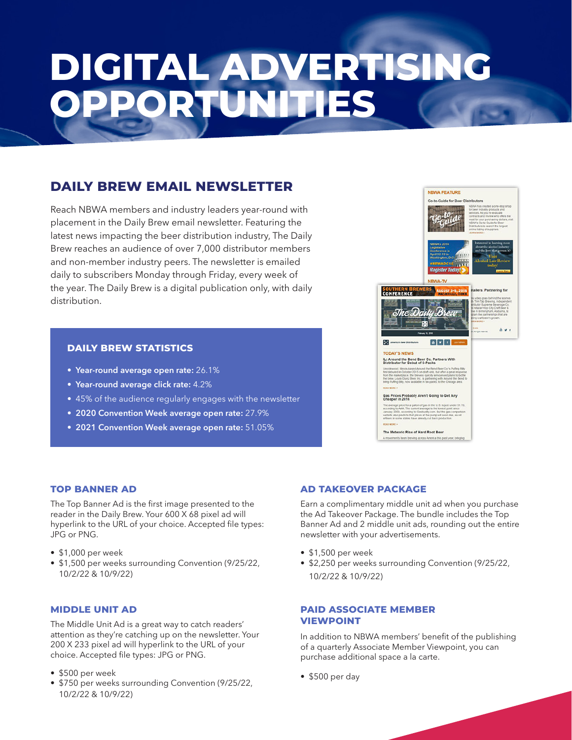# DIGITAL ADVERTISING OPPORTUNITIES

## DAILY BREW EMAIL NEWSLETTER

Reach NBWA members and industry leaders year-round with placement in the Daily Brew email newsletter. Featuring the latest news impacting the beer distribution industry, The Daily Brew reaches an audience of over 7,000 distributor members and non-member industry peers. The newsletter is emailed daily to subscribers Monday through Friday, every week of the year. The Daily Brew is a digital publication only, with daily distribution.

### DAILY BREW STATISTICS

- **Year-round average open rate:** 26.1%
- **Year-round average click rate:** 4.2%
- 45% of the audience regularly engages with the newsletter
- **2020 Convention Week average open rate:** 27.9%
- **2021 Convention Week average open rate:** 51.05%

### TOP BANNER AD

The Top Banner Ad is the first image presented to the reader in the Daily Brew. Your 600 X 68 pixel ad will hyperlink to the URL of your choice. Accepted file types: JPG or PNG.

- $1,000 per week
- $1,500 per weeks surrounding Convention (9/25/22, 10/2/22 & 10/9/22)

### MIDDLE UNIT AD

The Middle Unit Ad is a great way to catch readers' attention as they're catching up on the newsletter. Your 200 X 233 pixel ad will hyperlink to the URL of your choice. Accepted file types: JPG or PNG.

- $500 per week
- $750 per weeks surrounding Convention (9/25/22, 10/2/22 & 10/9/22)

### AD TAKEOVER PACKAGE

Earn a complimentary middle unit ad when you purchase the Ad Takeover Package. The bundle includes the Top Banner Ad and 2 middle unit ads, rounding out the entire newsletter with your advertisements.

- $1,500 per week
- $2,250 per weeks surrounding Convention (9/25/22, 10/2/22 & 10/9/22)

### PAID ASSOCIATE MEMBER VIEWPOINT

In addition to NBWA members' benefit of the publishing of a quarterly Associate Member Viewpoint, you can purchase additional space a la carte.

- $500 per day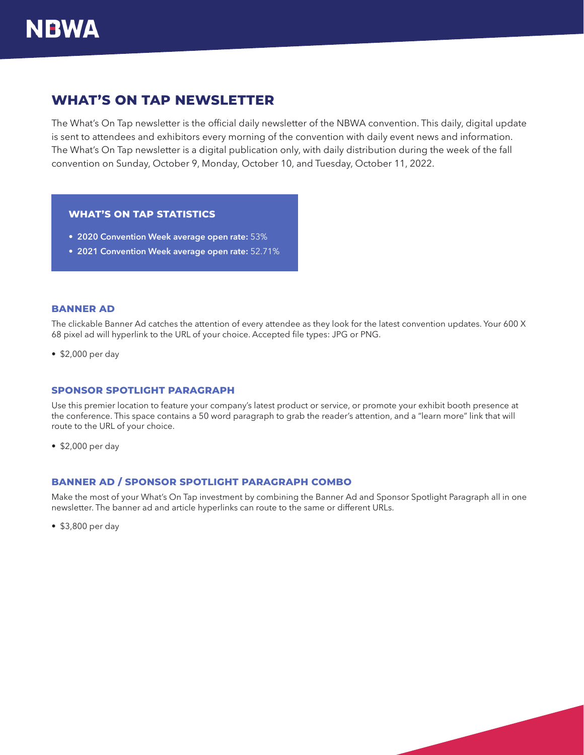# WHAT'S ON TAP NEWSLETTER

The What's On Tap newsletter is the official daily newsletter of the NBWA convention. This daily, digital update is sent to attendees and exhibitors every morning of the convention with daily event news and information. The What's On Tap newsletter is a digital publication only, with daily distribution during the week of the fall convention on Sunday, October 9, Monday, October 10, and Tuesday, October 11, 2022.

### WHAT'S ON TAP STATISTICS

- **2020 Convention Week average open rate:** 53%
- **2021 Convention Week average open rate:** 52.71%

## BANNER AD

The clickable Banner Ad catches the attention of every attendee as they look for the latest convention updates. Your 600 X 68 pixel ad will hyperlink to the URL of your choice. Accepted file types: JPG or PNG.

- $2,000 per day

## SPONSOR SPOTLIGHT PARAGRAPH

Use this premier location to feature your company's latest product or service, or promote your exhibit booth presence at the conference. This space contains a 50 word paragraph to grab the reader's attention, and a "learn more" link that will route to the URL of your choice.

- $2,000 per day

## BANNER AD / SPONSOR SPOTLIGHT PARAGRAPH COMBO

Make the most of your What's On Tap investment by combining the Banner Ad and Sponsor Spotlight Paragraph all in one newsletter. The banner ad and article hyperlinks can route to the same or different URLs.

- $3,800 per day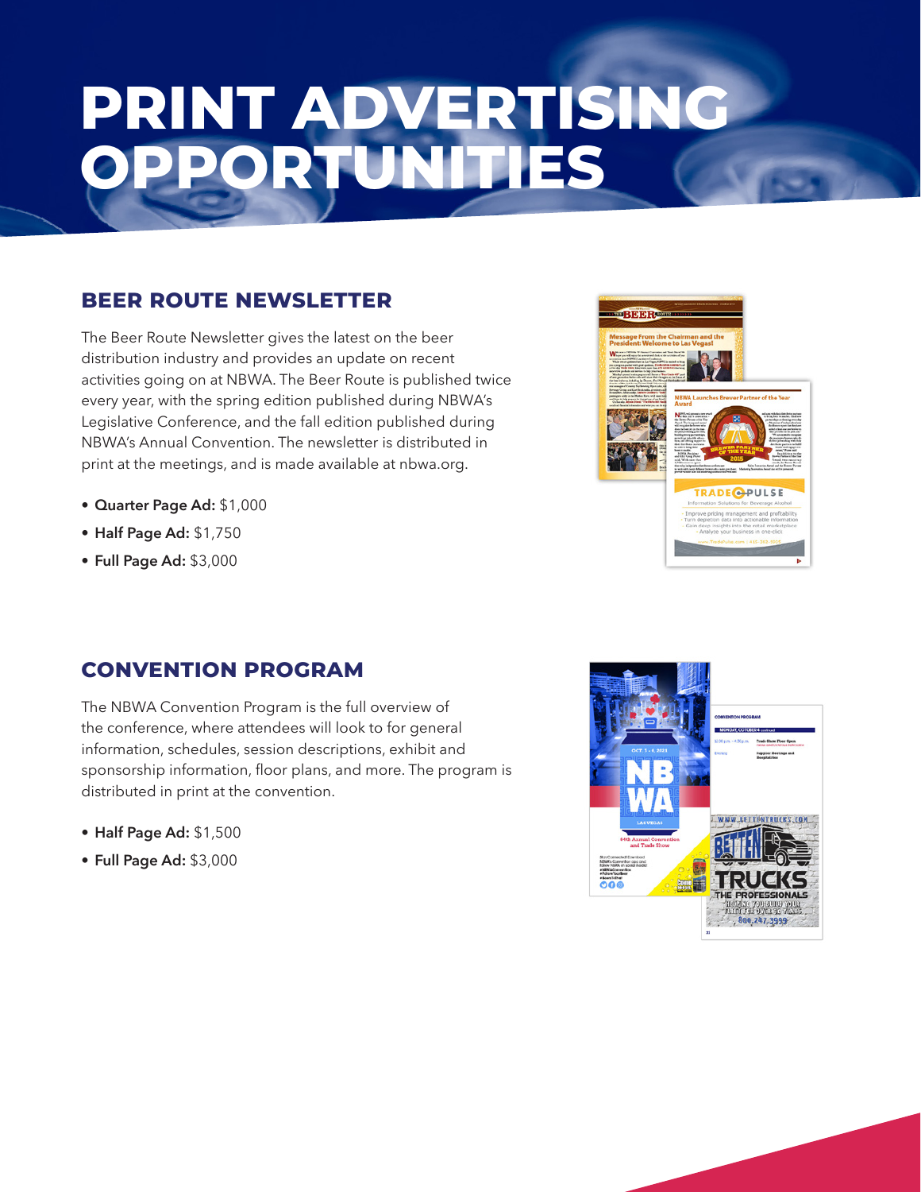# PRINT ADVERTISING OPPORTUNITIES

## BEER ROUTE NEWSLETTER

The Beer Route Newsletter gives the latest on the beer distribution industry and provides an update on recent activities going on at NBWA. The Beer Route is published twice every year, with the spring edition published during NBWA's Legislative Conference, and the fall edition published during NBWA's Annual Convention. The newsletter is distributed in print at the meetings, and is made available at nbwa.org.

- **Quarter Page Ad:** $1,000
- **Half Page Ad:** $1,750
- **Full Page Ad:** $3,000

## CONVENTION PROGRAM

The NBWA Convention Program is the full overview of the conference, where attendees will look to for general information, schedules, session descriptions, exhibit and sponsorship information, floor plans, and more. The program is distributed in print at the convention.

- **Half Page Ad:** $1,500
- **Full Page Ad:** $3,000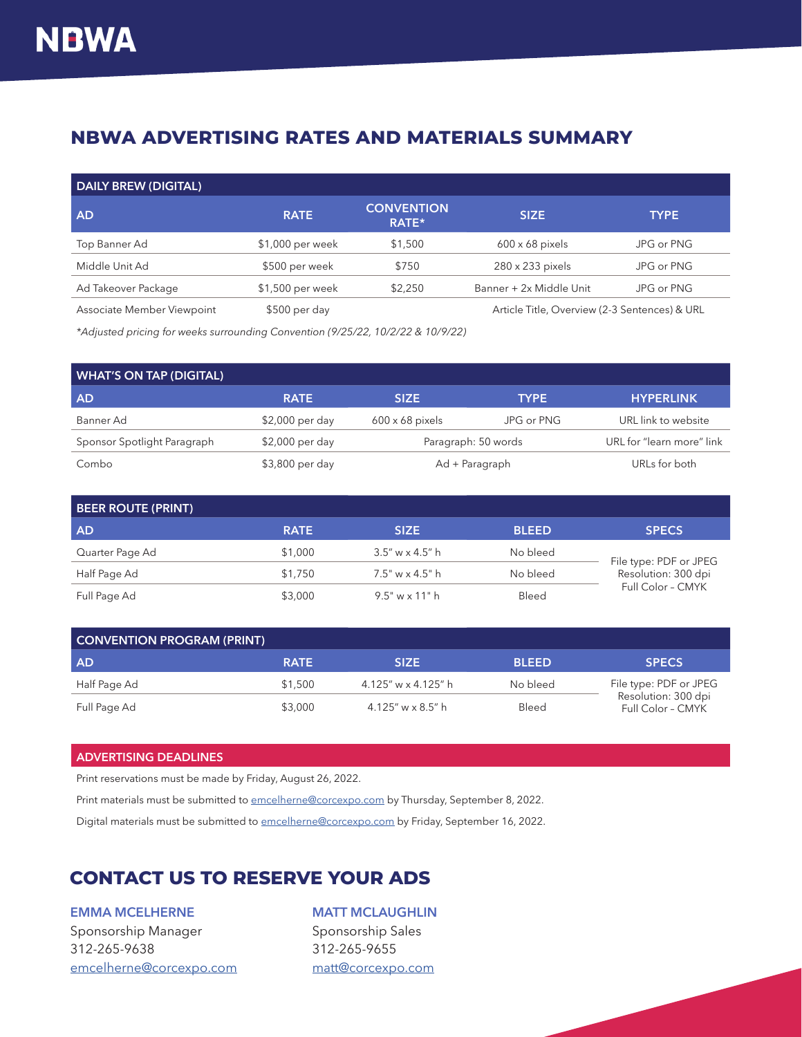NBWA

# NBWA ADVERTISING RATES AND MATERIALS SUMMARY

## DAILY BREW (DIGITAL)

| AD | RATE | CONVENTION RATE* | SIZE | TYPE |
|---|---|---|---|---|
| Top Banner Ad | $1,000 per week | $1,500 | 600 x 68 pixels | JPG or PNG |
| Middle Unit Ad | $500 per week | $750 | 280 x 233 pixels | JPG or PNG |
| Ad Takeover Package | $1,500 per week | $2,250 | Banner + 2x Middle Unit | JPG or PNG |
| Associate Member Viewpoint | $500 per day | | Article Title, Overview (2-3 Sentences) & URL | |

*Adjusted pricing for weeks surrounding Convention (9/25/22, 10/2/22 & 10/9/22)*

## WHAT'S ON TAP (DIGITAL)

| AD | RATE | SIZE | TYPE | HYPERLINK |
|---|---|---|---|---|
| Banner Ad | $2,000 per day | 600 x 68 pixels | JPG or PNG | URL link to website |
| Sponsor Spotlight Paragraph | $2,000 per day | Paragraph: 50 words | | URL for "learn more" link |
| Combo | $3,800 per day | Ad + Paragraph | | URLs for both |

## BEER ROUTE (PRINT)

| AD | RATE | SIZE | BLEED | SPECS |
|---|---|---|---|---|
| Quarter Page Ad | $1,000 | 3.5" w x 4.5" h | No bleed | File type: PDF or JPEG<br>Resolution: 300 dpi<br>Full Color – CMYK |
| Half Page Ad | $1,750 | 7.5" w x 4.5" h | No bleed | |
| Full Page Ad | $3,000 | 9.5" w x 11" h | Bleed | |

## CONVENTION PROGRAM (PRINT)

| AD | RATE | SIZE | BLEED | SPECS |
|---|---|---|---|---|
| Half Page Ad | $1,500 | 4.125" w x 4.125" h | No bleed | File type: PDF or JPEG<br>Resolution: 300 dpi<br>Full Color – CMYK |
| Full Page Ad | $3,000 | 4.125" w x 8.5" h | Bleed | |

## ADVERTISING DEADLINES

Print reservations must be made by Friday, August 26, 2022.

Print materials must be submitted to emcelherne@corcexpo.com by Thursday, September 8, 2022.

Digital materials must be submitted to emcelherne@corcexpo.com by Friday, September 16, 2022.

# CONTACT US TO RESERVE YOUR ADS

**EMMA MCELHERNE**
Sponsorship Manager
312-265-9638
emcelherne@corcexpo.com

**MATT MCLAUGHLIN**
Sponsorship Sales
312-265-9655
matt@corcexpo.com